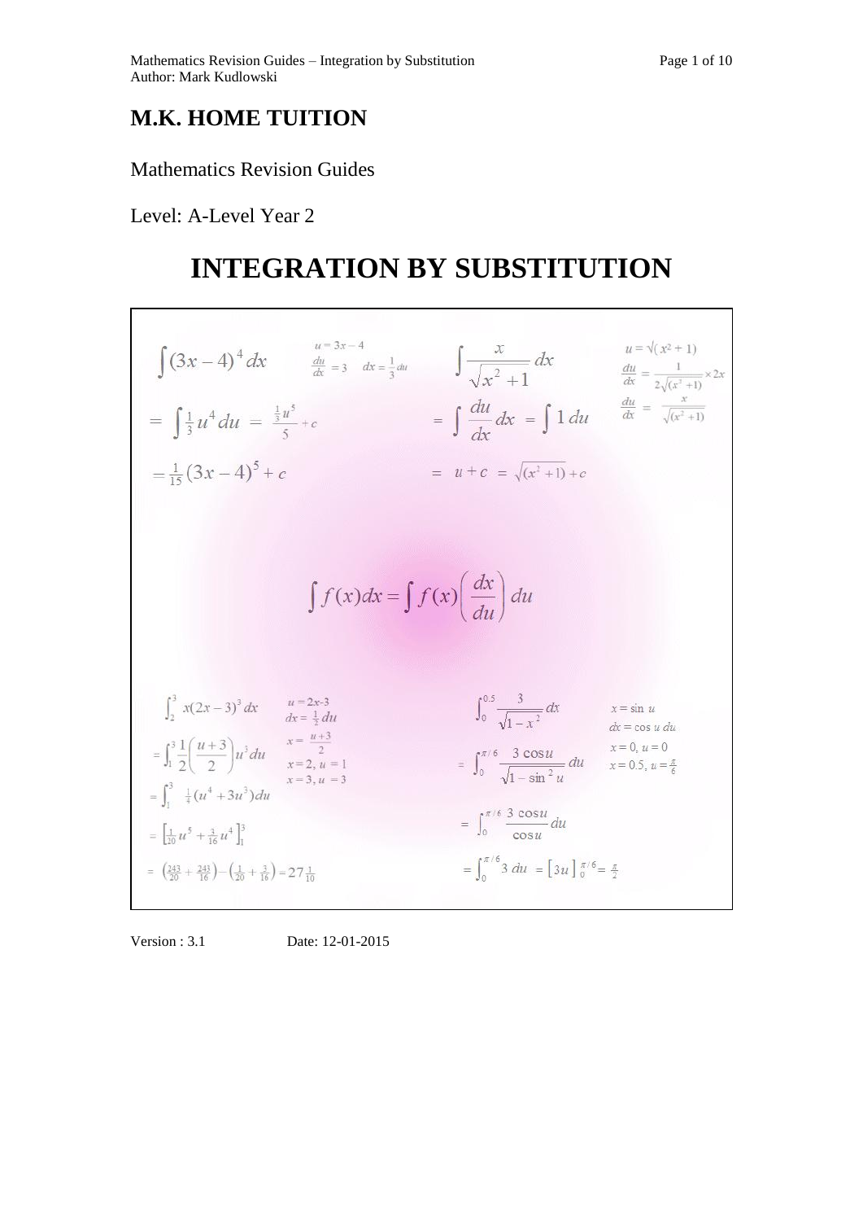# M.K. HOME TUITION

Mathematics Revision Guides

Level: A-Level Year 2

# INTEGRATION BY SUBSTITUTION

$$\int (3x-4)^4\,dx \qquad u = 3x-4 \quad \tfrac{du}{dx} = 3 \quad dx = \tfrac{1}{3}du$$

$$= \int \tfrac{1}{3}u^4\,du = \frac{\tfrac{1}{3}u^5}{5} + c$$

$$= \tfrac{1}{15}(3x-4)^5 + c$$

$$\int \frac{x}{\sqrt{x^2+1}}\,dx \qquad u = \sqrt{(x^2+1)} \quad \frac{du}{dx} = \frac{1}{2\sqrt{(x^2+1)}} \times 2x \quad \frac{du}{dx} = \frac{x}{\sqrt{(x^2+1)}}$$

$$= \int \frac{du}{dx}\,dx = \int 1\,du$$

$$= u + c = \sqrt{(x^2+1)} + c$$

$$\int f(x)\,dx = \int f(x)\left(\frac{dx}{du}\right)du$$

$$\int_2^3 x(2x-3)^3\,dx \qquad u = 2x-3 \quad dx = \tfrac{1}{2}du \quad x = \frac{u+3}{2} \quad x=2,\ u=1 \quad x=3,\ u=3$$

$$= \int_1^3 \frac{1}{2}\left(\frac{u+3}{2}\right)u^3\,du$$

$$= \int_1^3 \tfrac{1}{4}(u^4 + 3u^3)\,du$$

$$= \left[\tfrac{1}{20}u^5 + \tfrac{3}{16}u^4\right]_1^3$$

$$= \left(\tfrac{243}{20} + \tfrac{243}{16}\right) - \left(\tfrac{1}{20} + \tfrac{3}{16}\right) = 27\tfrac{1}{10}$$

$$\int_0^{0.5} \frac{3}{\sqrt{1-x^2}}\,dx \qquad x = \sin u \quad dx = \cos u\,du \quad x=0,\ u=0 \quad x=0.5,\ u=\tfrac{\pi}{6}$$

$$= \int_0^{\pi/6} \frac{3\cos u}{\sqrt{1-\sin^2 u}}\,du$$

$$= \int_0^{\pi/6} \frac{3\cos u}{\cos u}\,du$$

$$= \int_0^{\pi/6} 3\,du = \left[3u\right]_0^{\pi/6} = \tfrac{\pi}{2}$$

Version : 3.1 Date: 12-01-2015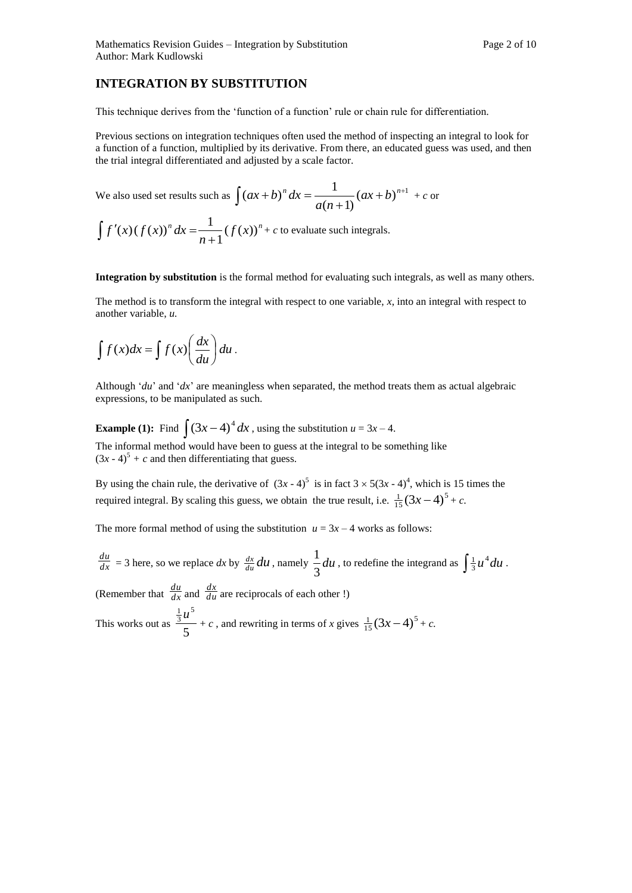## INTEGRATION BY SUBSTITUTION

This technique derives from the 'function of a function' rule or chain rule for differentiation.

Previous sections on integration techniques often used the method of inspecting an integral to look for a function of a function, multiplied by its derivative. From there, an educated guess was used, and then the trial integral differentiated and adjusted by a scale factor.

We also used set results such as $\int (ax+b)^n \, dx = \frac{1}{a(n+1)}(ax+b)^{n+1}$ + $c$ or

$\int f'(x)(f(x))^n \, dx = \frac{1}{n+1}(f(x))^n$ + $c$ to evaluate such integrals.

**Integration by substitution** is the formal method for evaluating such integrals, as well as many others.

The method is to transform the integral with respect to one variable, $x$, into an integral with respect to another variable, $u$.

$$\int f(x)dx = \int f(x)\left(\frac{dx}{du}\right)du \, .$$

Although '$du$' and '$dx$' are meaningless when separated, the method treats them as actual algebraic expressions, to be manipulated as such.

**Example (1):** Find $\int (3x-4)^4 \, dx$, using the substitution $u = 3x - 4$.

The informal method would have been to guess at the integral to be something like $(3x - 4)^5 + c$ and then differentiating that guess.

By using the chain rule, the derivative of $(3x - 4)^5$ is in fact $3 \times 5(3x - 4)^4$, which is 15 times the required integral. By scaling this guess, we obtain the true result, i.e. $\frac{1}{15}(3x-4)^5 + c$.

The more formal method of using the substitution $u = 3x - 4$ works as follows:

$\frac{du}{dx} = 3$ here, so we replace $dx$ by $\frac{dx}{du}du$, namely $\frac{1}{3}du$, to redefine the integrand as $\int \frac{1}{3}u^4 du$.

(Remember that $\frac{du}{dx}$ and $\frac{dx}{du}$ are reciprocals of each other !)

This works out as $\frac{\frac{1}{3}u^5}{5} + c$, and rewriting in terms of $x$ gives $\frac{1}{15}(3x-4)^5 + c$.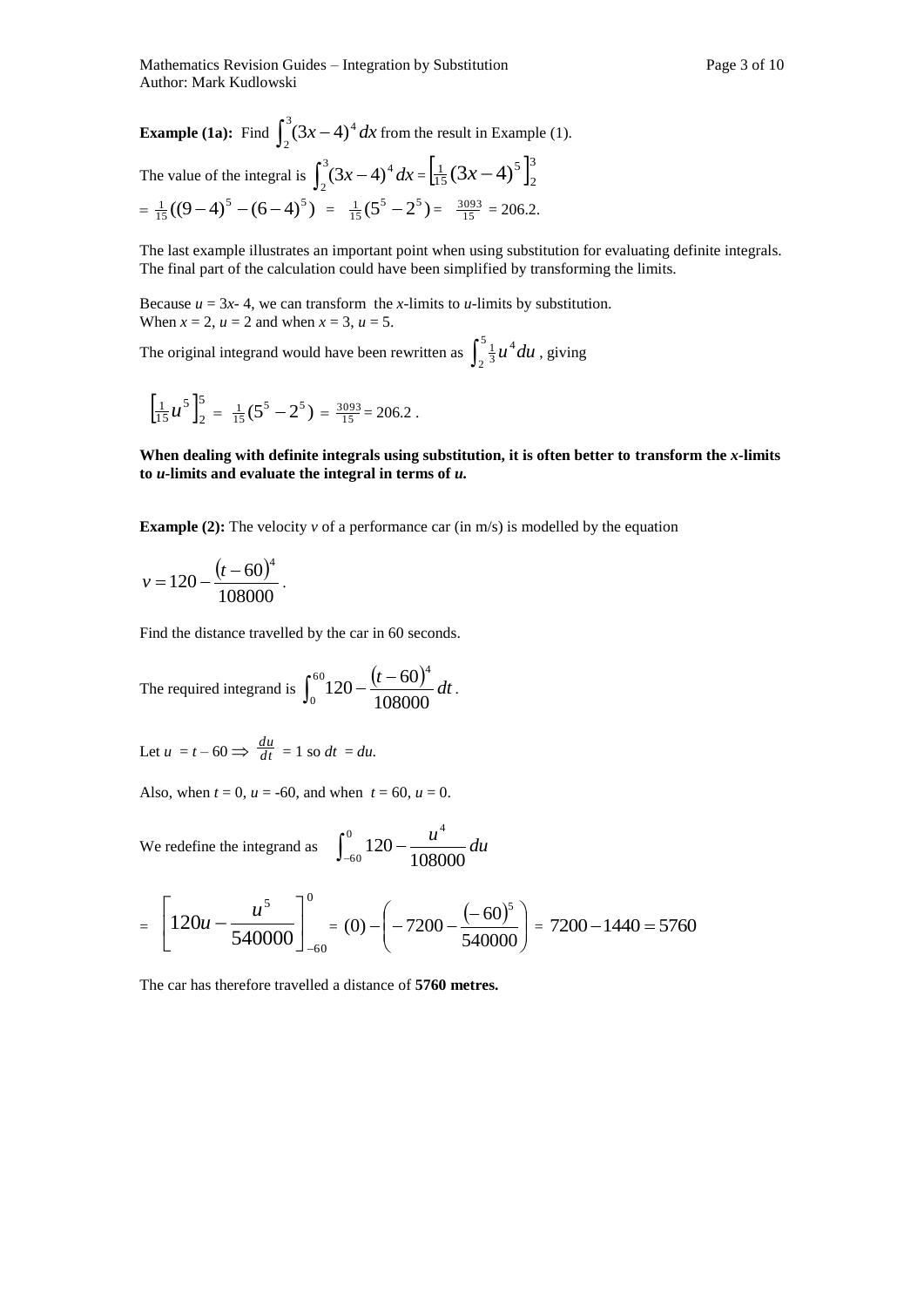**Example (1a):** Find $\int_2^3 (3x-4)^4\,dx$ from the result in Example (1).

The value of the integral is $\int_2^3 (3x-4)^4\,dx = \left[\frac{1}{15}(3x-4)^5\right]_2^3$

$= \frac{1}{15}((9-4)^5 - (6-4)^5) = \frac{1}{15}(5^5 - 2^5) = \frac{3093}{15} = 206.2.$

The last example illustrates an important point when using substitution for evaluating definite integrals. The final part of the calculation could have been simplified by transforming the limits.

Because $u = 3x$- 4, we can transform the $x$-limits to $u$-limits by substitution.
When $x = 2$, $u = 2$ and when $x = 3$, $u = 5$.

The original integrand would have been rewritten as $\int_2^5 \frac{1}{3}u^4\,du$ , giving

$$\left[\tfrac{1}{15}u^5\right]_2^5 = \tfrac{1}{15}(5^5 - 2^5) = \tfrac{3093}{15} = 206.2\,.$$

**When dealing with definite integrals using substitution, it is often better to transform the *x*-limits to *u*-limits and evaluate the integral in terms of *u*.**

**Example (2):** The velocity $v$ of a performance car (in m/s) is modelled by the equation

$$v = 120 - \frac{(t-60)^4}{108000}\,.$$

Find the distance travelled by the car in 60 seconds.

The required integrand is $\int_0^{60} 120 - \frac{(t-60)^4}{108000}\,dt$.

Let $u = t - 60 \Rightarrow \frac{du}{dt} = 1$ so $dt = du$.

Also, when $t = 0$, $u = -60$, and when $t = 60$, $u = 0$.

We redefine the integrand as $\int_{-60}^{0} 120 - \frac{u^4}{108000}\,du$

$$= \left[120u - \frac{u^5}{540000}\right]_{-60}^{0} = (0) - \left(-7200 - \frac{(-60)^5}{540000}\right) = 7200 - 1440 = 5760$$

The car has therefore travelled a distance of **5760 metres.**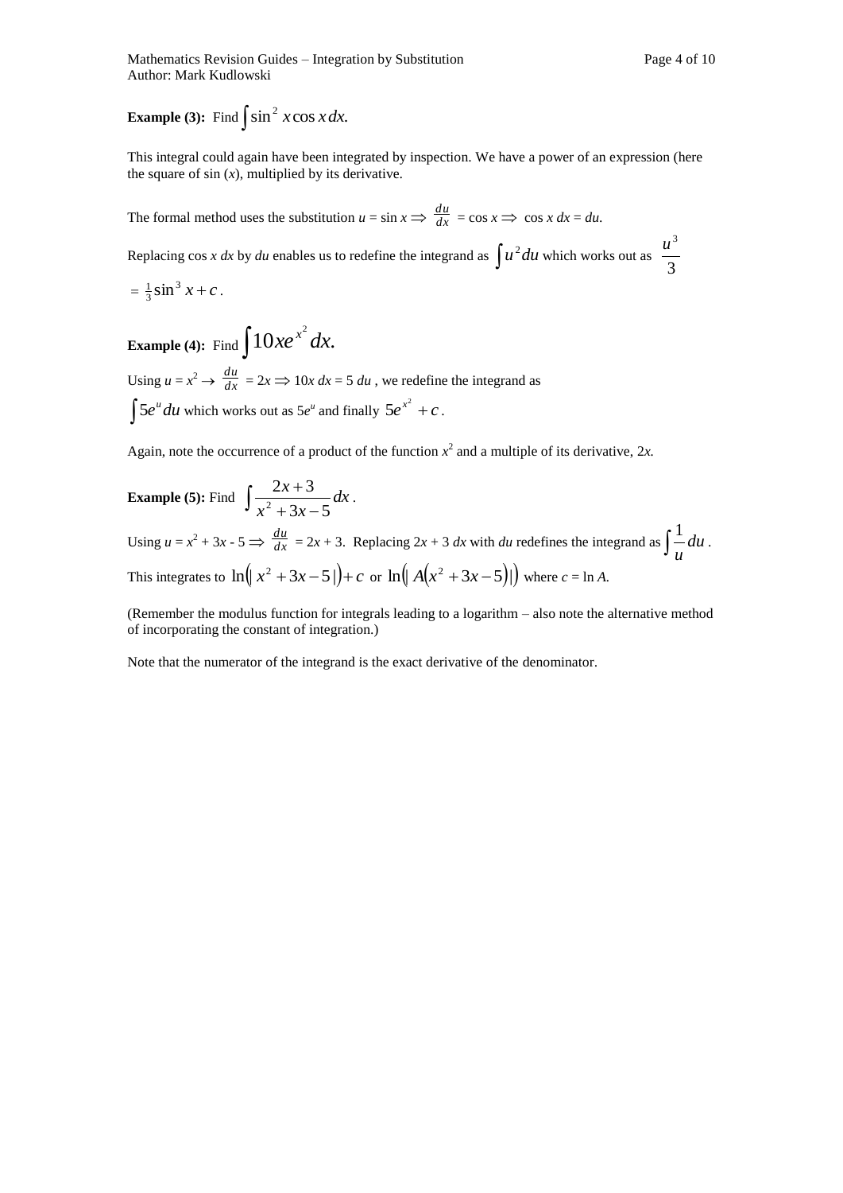**Example (3):** Find $\int \sin^2 x \cos x \, dx.$

This integral could again have been integrated by inspection. We have a power of an expression (here the square of sin ($x$), multiplied by its derivative.

The formal method uses the substitution $u = \sin x \Rightarrow \frac{du}{dx} = \cos x \Rightarrow \cos x \, dx = du$.

Replacing $\cos x \, dx$ by $du$ enables us to redefine the integrand as $\int u^2 du$ which works out as $\frac{u^3}{3}$ $= \frac{1}{3}\sin^3 x + c$.

**Example (4):** Find $\int 10xe^{x^2} dx.$

Using $u = x^2 \rightarrow \frac{du}{dx} = 2x \Rightarrow 10x \, dx = 5 \, du$, we redefine the integrand as $\int 5e^u du$ which works out as $5e^u$ and finally $5e^{x^2} + c$.

Again, note the occurrence of a product of the function $x^2$ and a multiple of its derivative, $2x$.

**Example (5):** Find $\int \frac{2x+3}{x^2+3x-5} dx$.

Using $u = x^2 + 3x - 5 \Rightarrow \frac{du}{dx} = 2x + 3$. Replacing $2x + 3 \, dx$ with $du$ redefines the integrand as $\int \frac{1}{u} du$.

This integrates to $\ln(|x^2 + 3x - 5|) + c$ or $\ln(|A(x^2 + 3x - 5)|)$ where $c = \ln A$.

(Remember the modulus function for integrals leading to a logarithm – also note the alternative method of incorporating the constant of integration.)

Note that the numerator of the integrand is the exact derivative of the denominator.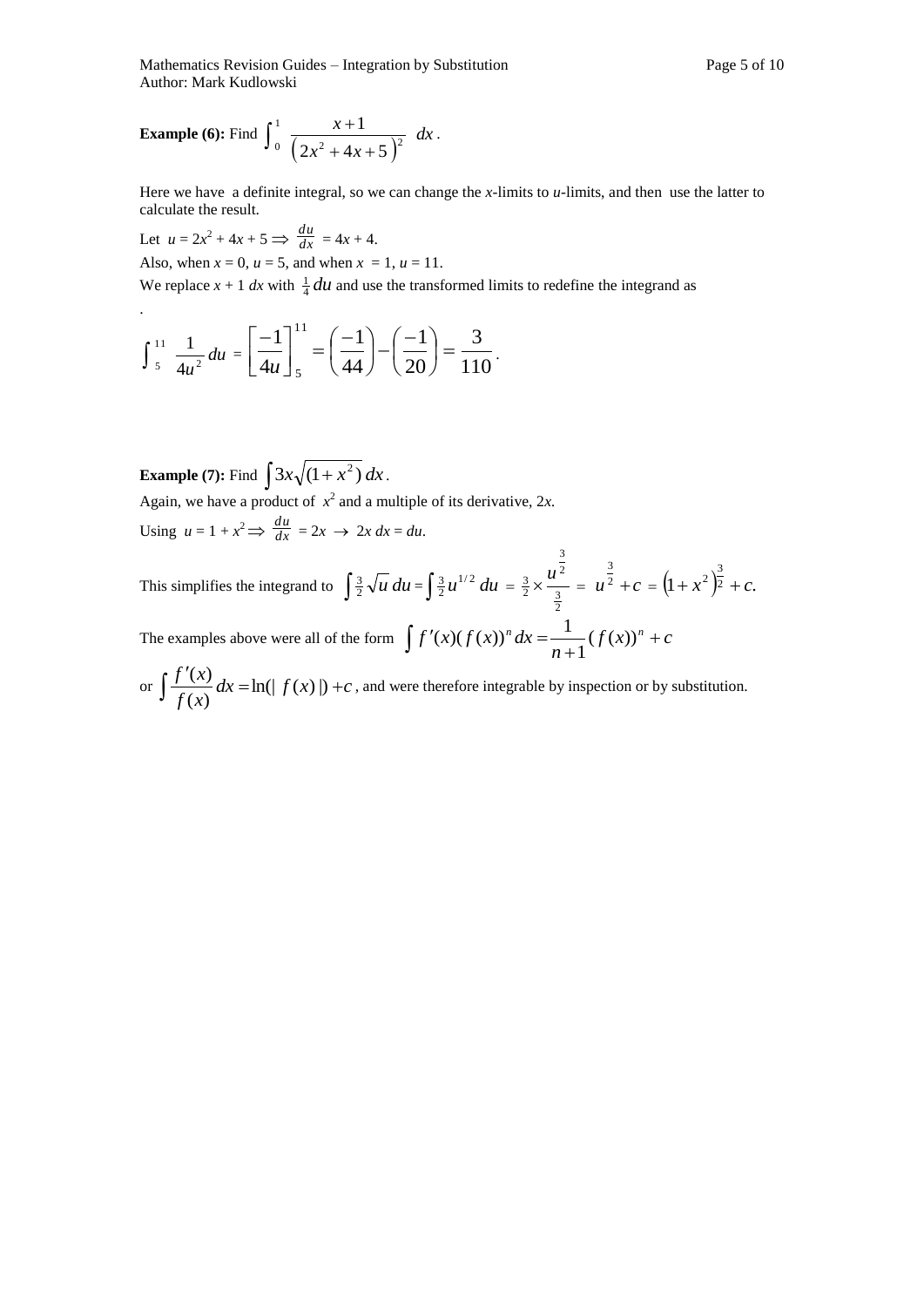**Example (6):** Find $\int_0^1 \frac{x+1}{\left(2x^2+4x+5\right)^2}\ dx$.

Here we have a definite integral, so we can change the $x$-limits to $u$-limits, and then use the latter to calculate the result.

Let $u = 2x^2 + 4x + 5 \Rightarrow \frac{du}{dx} = 4x + 4$.

Also, when $x = 0$, $u = 5$, and when $x = 1$, $u = 11$.

We replace $x + 1\ dx$ with $\frac{1}{4}du$ and use the transformed limits to redefine the integrand as

.

$$\int_5^{11} \frac{1}{4u^2}\,du = \left[\frac{-1}{4u}\right]_5^{11} = \left(\frac{-1}{44}\right) - \left(\frac{-1}{20}\right) = \frac{3}{110}.$$

**Example (7):** Find $\int 3x\sqrt{(1+x^2)}\,dx$.

Again, we have a product of $x^2$ and a multiple of its derivative, $2x$.

Using $u = 1 + x^2 \Rightarrow \frac{du}{dx} = 2x \rightarrow 2x\,dx = du$.

This simplifies the integrand to $\int \frac{3}{2}\sqrt{u}\,du = \int \frac{3}{2}u^{1/2}\,du = \frac{3}{2} \times \frac{u^{\frac{3}{2}}}{\frac{3}{2}} = u^{\frac{3}{2}} + c = \left(1+x^2\right)^{\frac{3}{2}} + c.$

The examples above were all of the form $\int f'(x)(f(x))^n\,dx = \frac{1}{n+1}(f(x))^n + c$

or $\int \frac{f'(x)}{f(x)}\,dx = \ln(|\,f(x)\,|) + c$, and were therefore integrable by inspection or by substitution.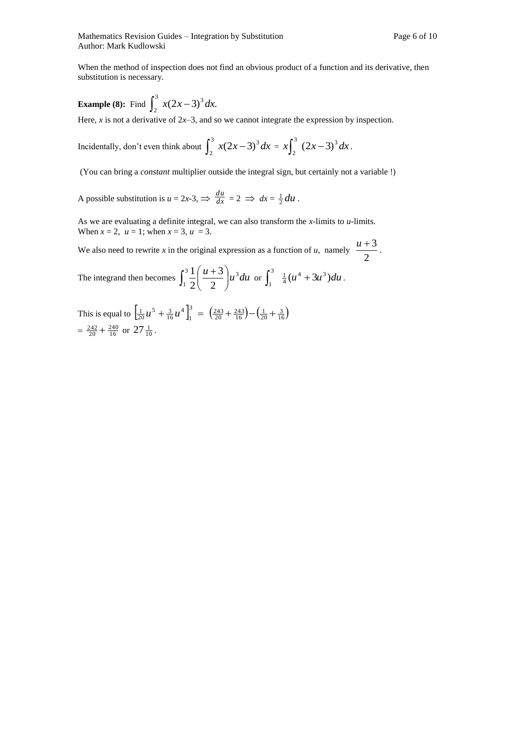When the method of inspection does not find an obvious product of a function and its derivative, then substitution is necessary.

**Example (8):** Find $\int_2^3 x(2x-3)^3\,dx.$

Here, $x$ is not a derivative of $2x$–3, and so we cannot integrate the expression by inspection.

Incidentally, don't even think about $\int_2^3 x(2x-3)^3\,dx = x\int_2^3 (2x-3)^3\,dx$.

(You can bring a *constant* multiplier outside the integral sign, but certainly not a variable !)

A possible substitution is $u = 2x$-3, $\Rightarrow \frac{du}{dx} = 2 \Rightarrow dx = \frac{1}{2}du$ .

As we are evaluating a definite integral, we can also transform the $x$-limits to $u$-limits.
When $x = 2$, $u = 1$; when $x = 3$, $u = 3$.

We also need to rewrite $x$ in the original expression as a function of $u$, namely $\frac{u+3}{2}$.

The integrand then becomes $\int_1^3 \frac{1}{2}\left(\frac{u+3}{2}\right)u^3\,du$ or $\int_1^3 \frac{1}{4}(u^4+3u^3)\,du$.

This is equal to $\left[\frac{1}{20}u^5 + \frac{3}{16}u^4\right]_1^3 = \left(\frac{243}{20}+\frac{243}{16}\right) - \left(\frac{1}{20}+\frac{3}{16}\right)$
$= \frac{242}{20}+\frac{240}{16}$ or $27\frac{1}{10}$.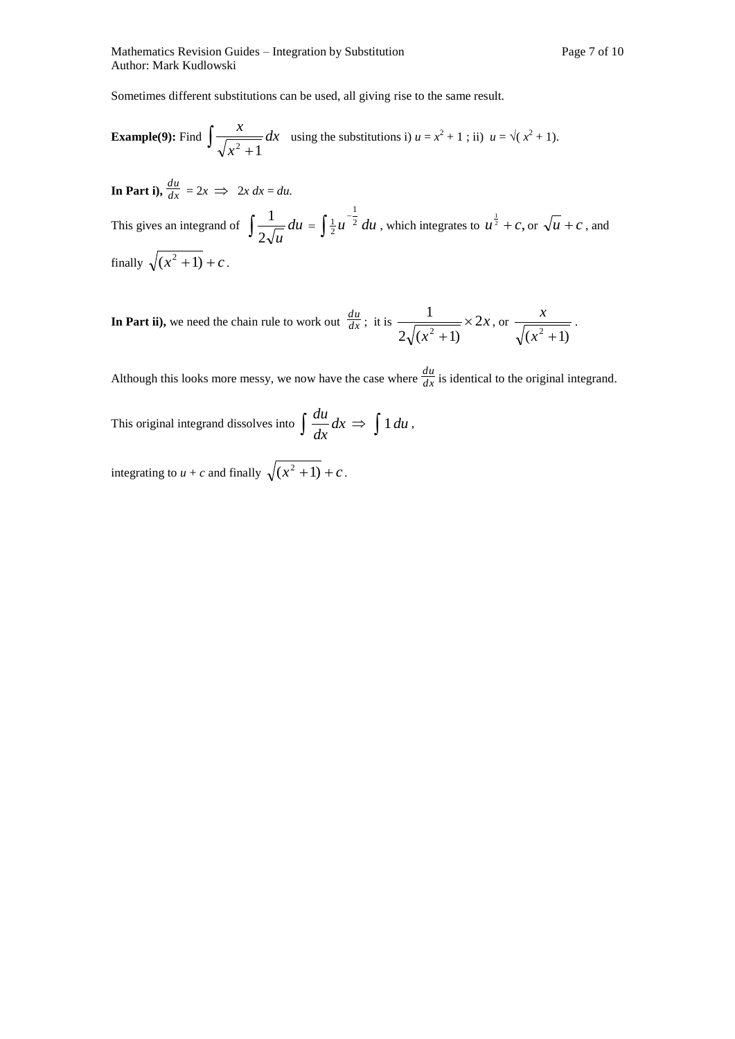Sometimes different substitutions can be used, all giving rise to the same result.

**Example(9):** Find $\int \frac{x}{\sqrt{x^2+1}}\,dx$ using the substitutions i) $u = x^2 + 1$ ; ii) $u = \sqrt{(x^2 + 1)}$.

**In Part i),** $\frac{du}{dx} = 2x \Rightarrow 2x\,dx = du.$

This gives an integrand of $\int \frac{1}{2\sqrt{u}}\,du = \int \tfrac{1}{2} u^{-\frac{1}{2}}\,du$ , which integrates to $u^{\frac{1}{2}} + c$, or $\sqrt{u} + c$ , and finally $\sqrt{(x^2+1)} + c$ .

**In Part ii),** we need the chain rule to work out $\frac{du}{dx}$ ; it is $\frac{1}{2\sqrt{(x^2+1)}} \times 2x$ , or $\frac{x}{\sqrt{(x^2+1)}}$ .

Although this looks more messy, we now have the case where $\frac{du}{dx}$ is identical to the original integrand.

This original integrand dissolves into $\int \frac{du}{dx}\,dx \Rightarrow \int 1\,du$ ,

integrating to $u + c$ and finally $\sqrt{(x^2+1)} + c$ .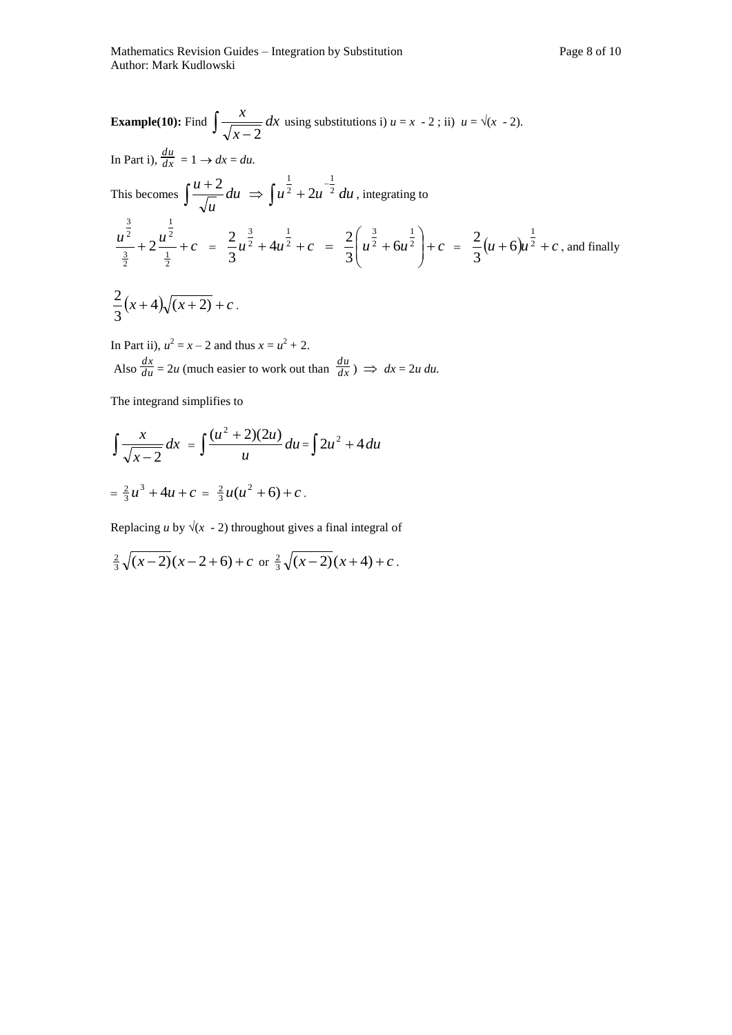**Example(10):** Find $\int \frac{x}{\sqrt{x-2}}\,dx$ using substitutions i) $u = x - 2$ ; ii) $u = \sqrt{(x-2)}$.

In Part i), $\frac{du}{dx} = 1 \rightarrow dx = du$.

This becomes $\int \frac{u+2}{\sqrt{u}}\,du \Rightarrow \int u^{\frac{1}{2}} + 2u^{-\frac{1}{2}}\,du$, integrating to

$\frac{u^{\frac{3}{2}}}{\frac{3}{2}} + 2\frac{u^{\frac{1}{2}}}{\frac{1}{2}} + c = \frac{2}{3}u^{\frac{3}{2}} + 4u^{\frac{1}{2}} + c = \frac{2}{3}\left(u^{\frac{3}{2}} + 6u^{\frac{1}{2}}\right) + c = \frac{2}{3}(u+6)u^{\frac{1}{2}} + c$, and finally

$\frac{2}{3}(x+4)\sqrt{(x+2)} + c$.

In Part ii), $u^2 = x - 2$ and thus $x = u^2 + 2$.

Also $\frac{dx}{du} = 2u$ (much easier to work out than $\frac{du}{dx}$) $\Rightarrow dx = 2u\,du$.

The integrand simplifies to

$$\int \frac{x}{\sqrt{x-2}}\,dx = \int \frac{(u^2+2)(2u)}{u}\,du = \int 2u^2 + 4\,du$$

$= \frac{2}{3}u^3 + 4u + c = \frac{2}{3}u(u^2+6) + c$.

Replacing $u$ by $\sqrt{(x-2)}$ throughout gives a final integral of

$\frac{2}{3}\sqrt{(x-2)}(x-2+6) + c$ or $\frac{2}{3}\sqrt{(x-2)}(x+4) + c$.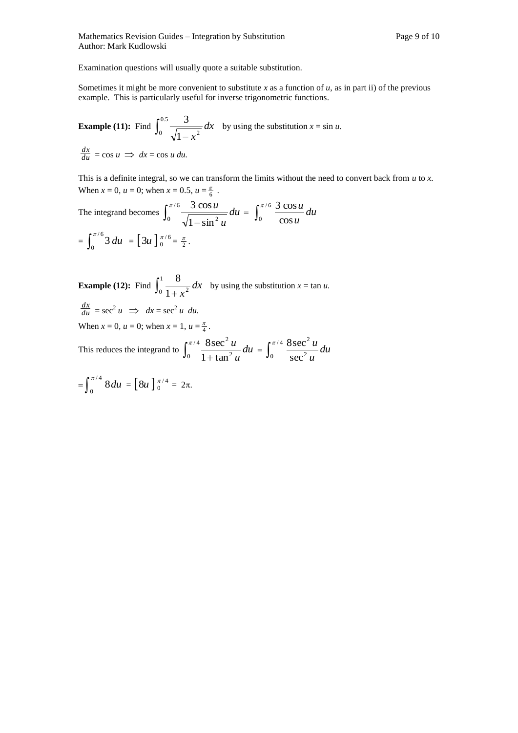Examination questions will usually quote a suitable substitution.

Sometimes it might be more convenient to substitute $x$ as a function of $u$, as in part ii) of the previous example. This is particularly useful for inverse trigonometric functions.

**Example (11):** Find $\int_0^{0.5} \frac{3}{\sqrt{1-x^2}}\,dx$ by using the substitution $x = \sin u$.

$\frac{dx}{du} = \cos u \implies dx = \cos u \, du$.

This is a definite integral, so we can transform the limits without the need to convert back from $u$ to $x$. When $x = 0$, $u = 0$; when $x = 0.5$, $u = \frac{\pi}{6}$ .

The integrand becomes $\int_0^{\pi/6} \frac{3\cos u}{\sqrt{1-\sin^2 u}}\,du = \int_0^{\pi/6} \frac{3\cos u}{\cos u}\,du$

$= \int_0^{\pi/6} 3\,du = \left[3u\right]_0^{\pi/6} = \frac{\pi}{2}$.

**Example (12):** Find $\int_0^{1} \frac{8}{1+x^2}\,dx$ by using the substitution $x = \tan u$.

$\frac{dx}{du} = \sec^2 u \implies dx = \sec^2 u \; du$.

When $x = 0$, $u = 0$; when $x = 1$, $u = \frac{\pi}{4}$.

This reduces the integrand to $\int_0^{\pi/4} \frac{8\sec^2 u}{1+\tan^2 u}\,du = \int_0^{\pi/4} \frac{8\sec^2 u}{\sec^2 u}\,du$

$= \int_0^{\pi/4} 8\,du = \left[8u\right]_0^{\pi/4} = 2\pi$.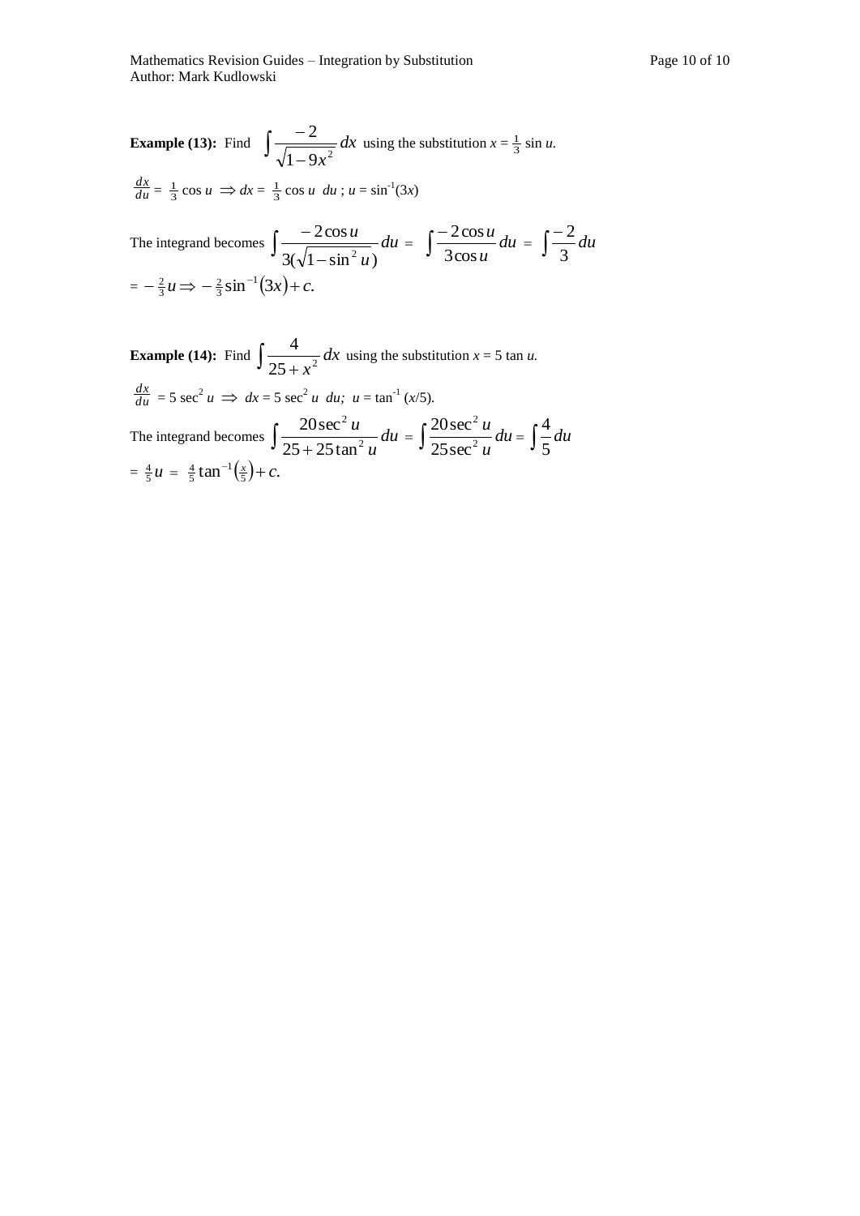**Example (13):** Find $\displaystyle\int \frac{-2}{\sqrt{1-9x^2}}\,dx$ using the substitution $x = \frac{1}{3}\sin u$.

$\frac{dx}{du} = \frac{1}{3}\cos u \Rightarrow dx = \frac{1}{3}\cos u \;\, du$ ; $u = \sin^{-1}(3x)$

The integrand becomes $\displaystyle\int \frac{-2\cos u}{3(\sqrt{1-\sin^2 u})}\,du = \int \frac{-2\cos u}{3\cos u}\,du = \int \frac{-2}{3}\,du$

$= -\frac{2}{3}u \Rightarrow -\frac{2}{3}\sin^{-1}(3x) + c.$

**Example (14):** Find $\displaystyle\int \frac{4}{25+x^2}\,dx$ using the substitution $x = 5\tan u$.

$\frac{dx}{du} = 5\sec^2 u \Rightarrow dx = 5\sec^2 u \;\, du$; $u = \tan^{-1}(x/5)$.

The integrand becomes $\displaystyle\int \frac{20\sec^2 u}{25+25\tan^2 u}\,du = \int \frac{20\sec^2 u}{25\sec^2 u}\,du = \int \frac{4}{5}\,du$

$= \frac{4}{5}u = \frac{4}{5}\tan^{-1}\left(\frac{x}{5}\right) + c.$